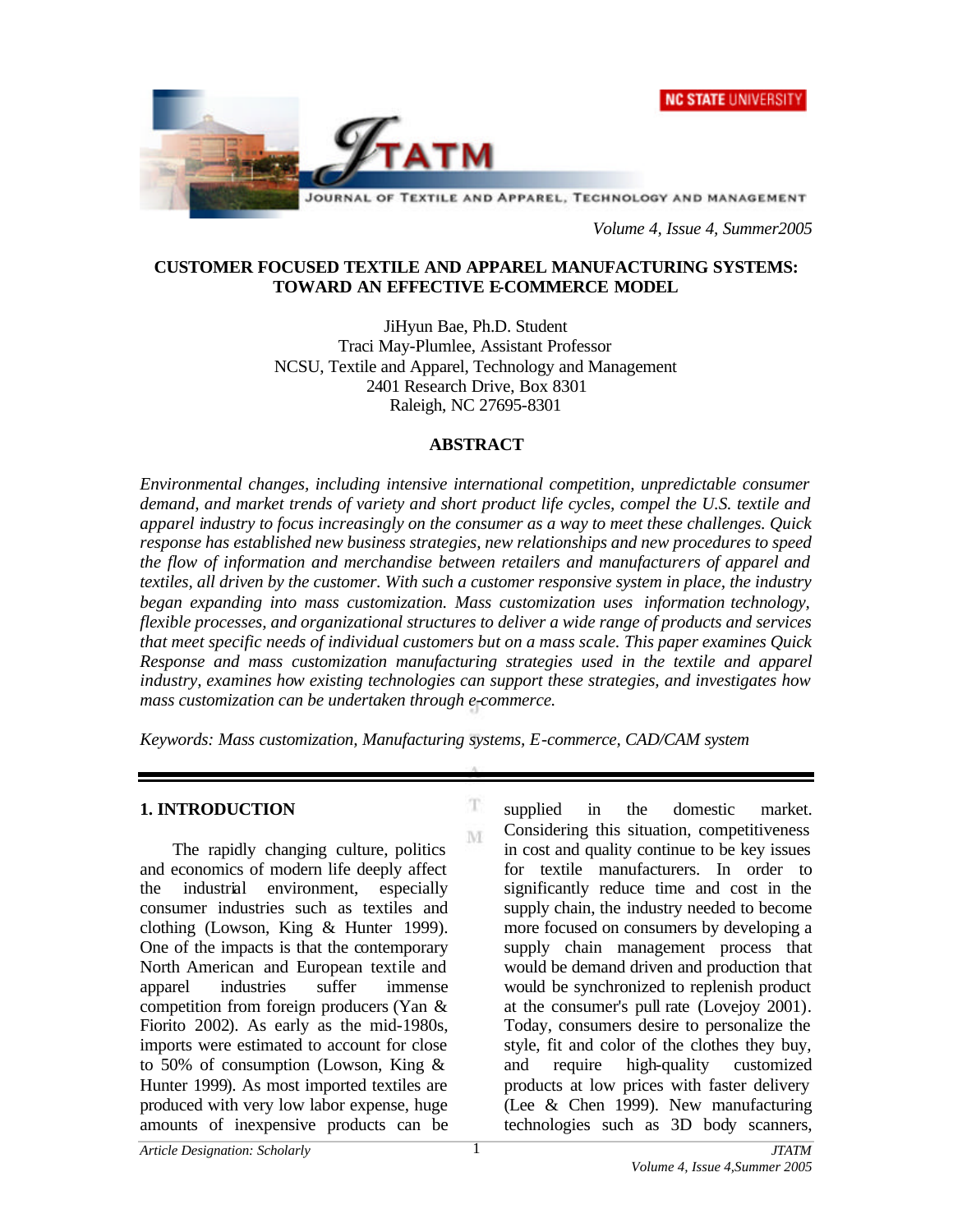# CUSTOMER FOCUSED TEXTILE AND APPAREL MANUFACTURING SYSTEMS: TOWARD AN EFFECTIVE E-COMMERCE MODEL

JiHyun Bae, Ph.D. Student
Traci May-Plumlee, Assistant Professor
NCSU, Textile and Apparel, Technology and Management
2401 Research Drive, Box 8301
Raleigh, NC 27695-8301

## ABSTRACT

*Environmental changes, including intensive international competition, unpredictable consumer demand, and market trends of variety and short product life cycles, compel the U.S. textile and apparel industry to focus increasingly on the consumer as a way to meet these challenges. Quick response has established new business strategies, new relationships and new procedures to speed the flow of information and merchandise between retailers and manufacturers of apparel and textiles, all driven by the customer. With such a customer responsive system in place, the industry began expanding into mass customization. Mass customization uses information technology, flexible processes, and organizational structures to deliver a wide range of products and services that meet specific needs of individual customers but on a mass scale. This paper examines Quick Response and mass customization manufacturing strategies used in the textile and apparel industry, examines how existing technologies can support these strategies, and investigates how mass customization can be undertaken through e-commerce.*

*Keywords: Mass customization, Manufacturing systems, E-commerce, CAD/CAM system*

## 1. INTRODUCTION

The rapidly changing culture, politics and economics of modern life deeply affect the industrial environment, especially consumer industries such as textiles and clothing (Lowson, King & Hunter 1999). One of the impacts is that the contemporary North American and European textile and apparel industries suffer immense competition from foreign producers (Yan & Fiorito 2002). As early as the mid-1980s, imports were estimated to account for close to 50% of consumption (Lowson, King & Hunter 1999). As most imported textiles are produced with very low labor expense, huge amounts of inexpensive products can be supplied in the domestic market. Considering this situation, competitiveness in cost and quality continue to be key issues for textile manufacturers. In order to significantly reduce time and cost in the supply chain, the industry needed to become more focused on consumers by developing a supply chain management process that would be demand driven and production that would be synchronized to replenish product at the consumer's pull rate (Lovejoy 2001). Today, consumers desire to personalize the style, fit and color of the clothes they buy, and require high-quality customized products at low prices with faster delivery (Lee & Chen 1999). New manufacturing technologies such as 3D body scanners,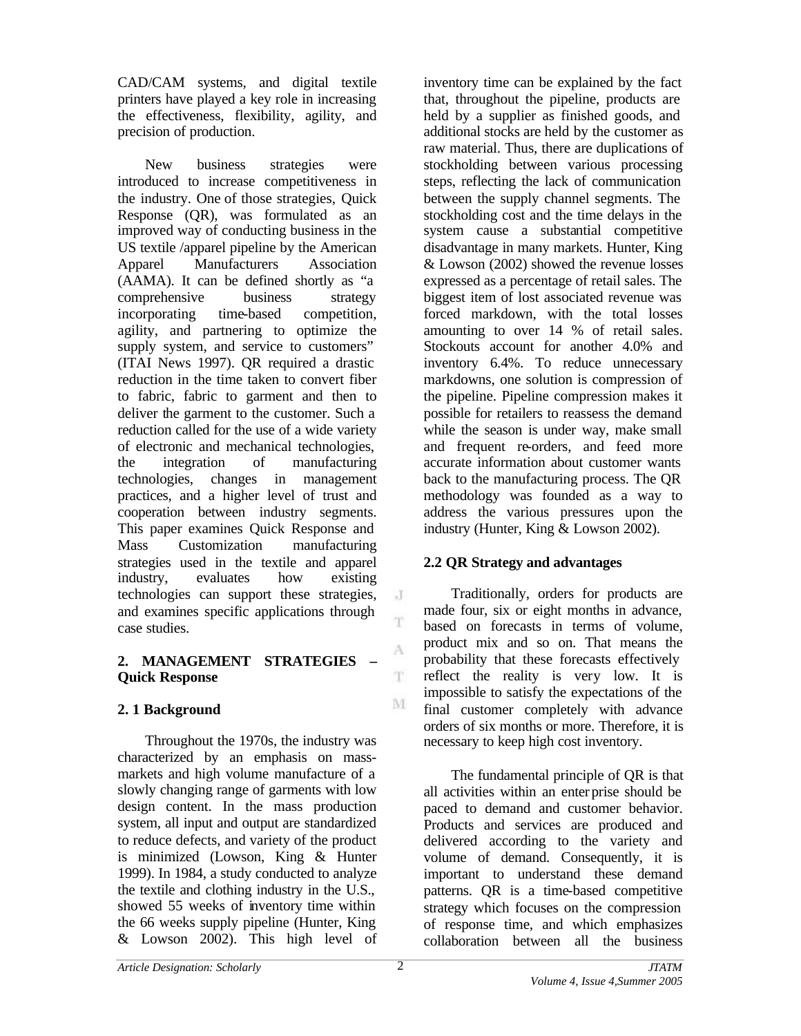CAD/CAM systems, and digital textile printers have played a key role in increasing the effectiveness, flexibility, agility, and precision of production.

New business strategies were introduced to increase competitiveness in the industry. One of those strategies, Quick Response (QR), was formulated as an improved way of conducting business in the US textile /apparel pipeline by the American Apparel Manufacturers Association (AAMA). It can be defined shortly as "a comprehensive business strategy incorporating time-based competition, agility, and partnering to optimize the supply system, and service to customers" (ITAI News 1997). QR required a drastic reduction in the time taken to convert fiber to fabric, fabric to garment and then to deliver the garment to the customer. Such a reduction called for the use of a wide variety of electronic and mechanical technologies, the integration of manufacturing technologies, changes in management practices, and a higher level of trust and cooperation between industry segments. This paper examines Quick Response and Mass Customization manufacturing strategies used in the textile and apparel industry, evaluates how existing technologies can support these strategies, and examines specific applications through case studies.

## 2. MANAGEMENT STRATEGIES – Quick Response

### 2. 1 Background

Throughout the 1970s, the industry was characterized by an emphasis on mass-markets and high volume manufacture of a slowly changing range of garments with low design content. In the mass production system, all input and output are standardized to reduce defects, and variety of the product is minimized (Lowson, King & Hunter 1999). In 1984, a study conducted to analyze the textile and clothing industry in the U.S., showed 55 weeks of inventory time within the 66 weeks supply pipeline (Hunter, King & Lowson 2002). This high level of inventory time can be explained by the fact that, throughout the pipeline, products are held by a supplier as finished goods, and additional stocks are held by the customer as raw material. Thus, there are duplications of stockholding between various processing steps, reflecting the lack of communication between the supply channel segments. The stockholding cost and the time delays in the system cause a substantial competitive disadvantage in many markets. Hunter, King & Lowson (2002) showed the revenue losses expressed as a percentage of retail sales. The biggest item of lost associated revenue was forced markdown, with the total losses amounting to over 14 % of retail sales. Stockouts account for another 4.0% and inventory 6.4%. To reduce unnecessary markdowns, one solution is compression of the pipeline. Pipeline compression makes it possible for retailers to reassess the demand while the season is under way, make small and frequent re-orders, and feed more accurate information about customer wants back to the manufacturing process. The QR methodology was founded as a way to address the various pressures upon the industry (Hunter, King & Lowson 2002).

### 2.2 QR Strategy and advantages

Traditionally, orders for products are made four, six or eight months in advance, based on forecasts in terms of volume, product mix and so on. That means the probability that these forecasts effectively reflect the reality is very low. It is impossible to satisfy the expectations of the final customer completely with advance orders of six months or more. Therefore, it is necessary to keep high cost inventory.

The fundamental principle of QR is that all activities within an enterprise should be paced to demand and customer behavior. Products and services are produced and delivered according to the variety and volume of demand. Consequently, it is important to understand these demand patterns. QR is a time-based competitive strategy which focuses on the compression of response time, and which emphasizes collaboration between all the business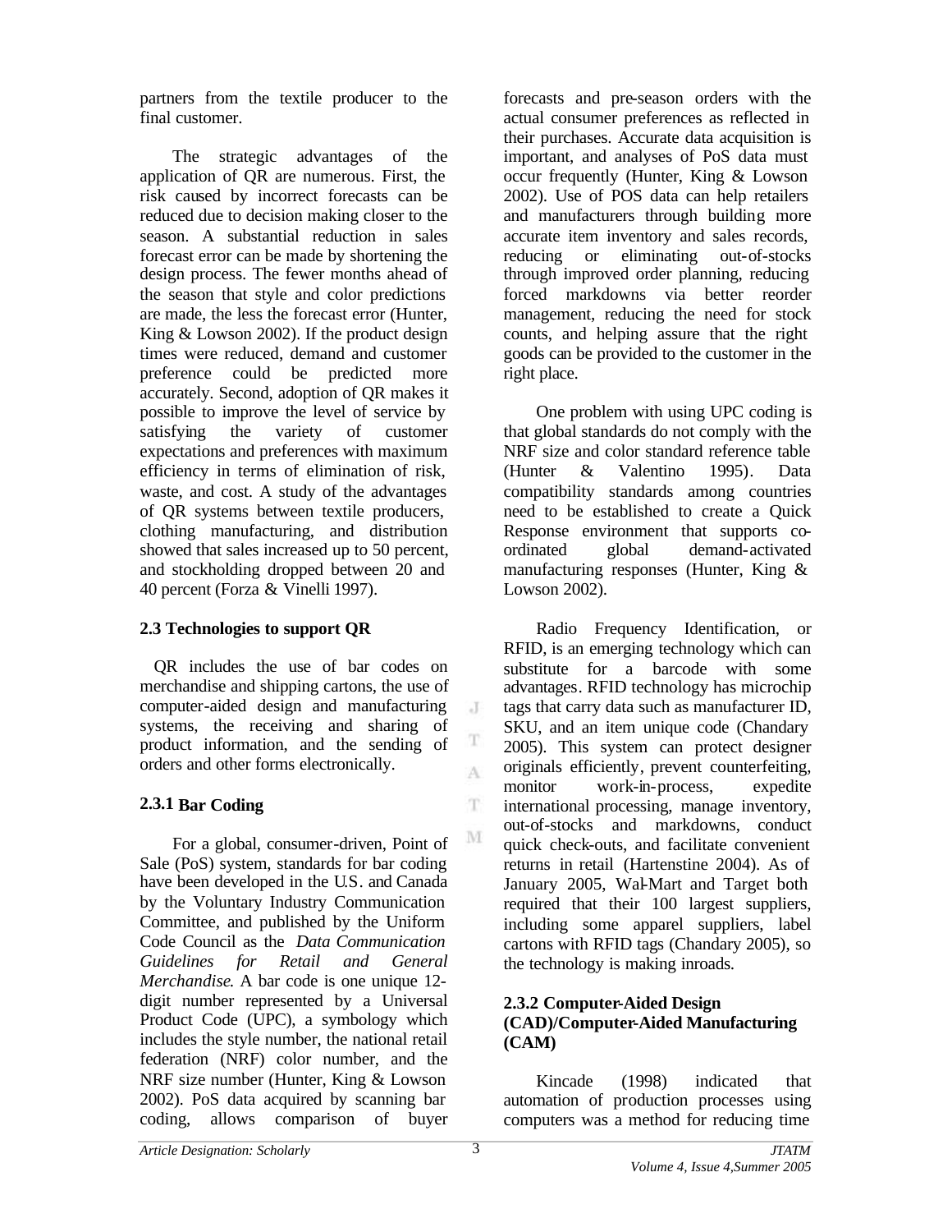partners from the textile producer to the final customer.

The strategic advantages of the application of QR are numerous. First, the risk caused by incorrect forecasts can be reduced due to decision making closer to the season. A substantial reduction in sales forecast error can be made by shortening the design process. The fewer months ahead of the season that style and color predictions are made, the less the forecast error (Hunter, King & Lowson 2002). If the product design times were reduced, demand and customer preference could be predicted more accurately. Second, adoption of QR makes it possible to improve the level of service by satisfying the variety of customer expectations and preferences with maximum efficiency in terms of elimination of risk, waste, and cost. A study of the advantages of QR systems between textile producers, clothing manufacturing, and distribution showed that sales increased up to 50 percent, and stockholding dropped between 20 and 40 percent (Forza & Vinelli 1997).

### 2.3 Technologies to support QR

QR includes the use of bar codes on merchandise and shipping cartons, the use of computer-aided design and manufacturing systems, the receiving and sharing of product information, and the sending of orders and other forms electronically.

#### 2.3.1 Bar Coding

For a global, consumer-driven, Point of Sale (PoS) system, standards for bar coding have been developed in the U.S. and Canada by the Voluntary Industry Communication Committee, and published by the Uniform Code Council as the *Data Communication Guidelines for Retail and General Merchandise*. A bar code is one unique 12-digit number represented by a Universal Product Code (UPC), a symbology which includes the style number, the national retail federation (NRF) color number, and the NRF size number (Hunter, King & Lowson 2002). PoS data acquired by scanning bar coding, allows comparison of buyer forecasts and pre-season orders with the actual consumer preferences as reflected in their purchases. Accurate data acquisition is important, and analyses of PoS data must occur frequently (Hunter, King & Lowson 2002). Use of POS data can help retailers and manufacturers through building more accurate item inventory and sales records, reducing or eliminating out-of-stocks through improved order planning, reducing forced markdowns via better reorder management, reducing the need for stock counts, and helping assure that the right goods can be provided to the customer in the right place.

One problem with using UPC coding is that global standards do not comply with the NRF size and color standard reference table (Hunter & Valentino 1995). Data compatibility standards among countries need to be established to create a Quick Response environment that supports co-ordinated global demand-activated manufacturing responses (Hunter, King & Lowson 2002).

Radio Frequency Identification, or RFID, is an emerging technology which can substitute for a barcode with some advantages. RFID technology has microchip tags that carry data such as manufacturer ID, SKU, and an item unique code (Chandary 2005). This system can protect designer originals efficiently, prevent counterfeiting, monitor work-in-process, expedite international processing, manage inventory, out-of-stocks and markdowns, conduct quick check-outs, and facilitate convenient returns in retail (Hartenstine 2004). As of January 2005, Wal-Mart and Target both required that their 100 largest suppliers, including some apparel suppliers, label cartons with RFID tags (Chandary 2005), so the technology is making inroads.

#### 2.3.2 Computer-Aided Design (CAD)/Computer-Aided Manufacturing (CAM)

Kincade (1998) indicated that automation of production processes using computers was a method for reducing time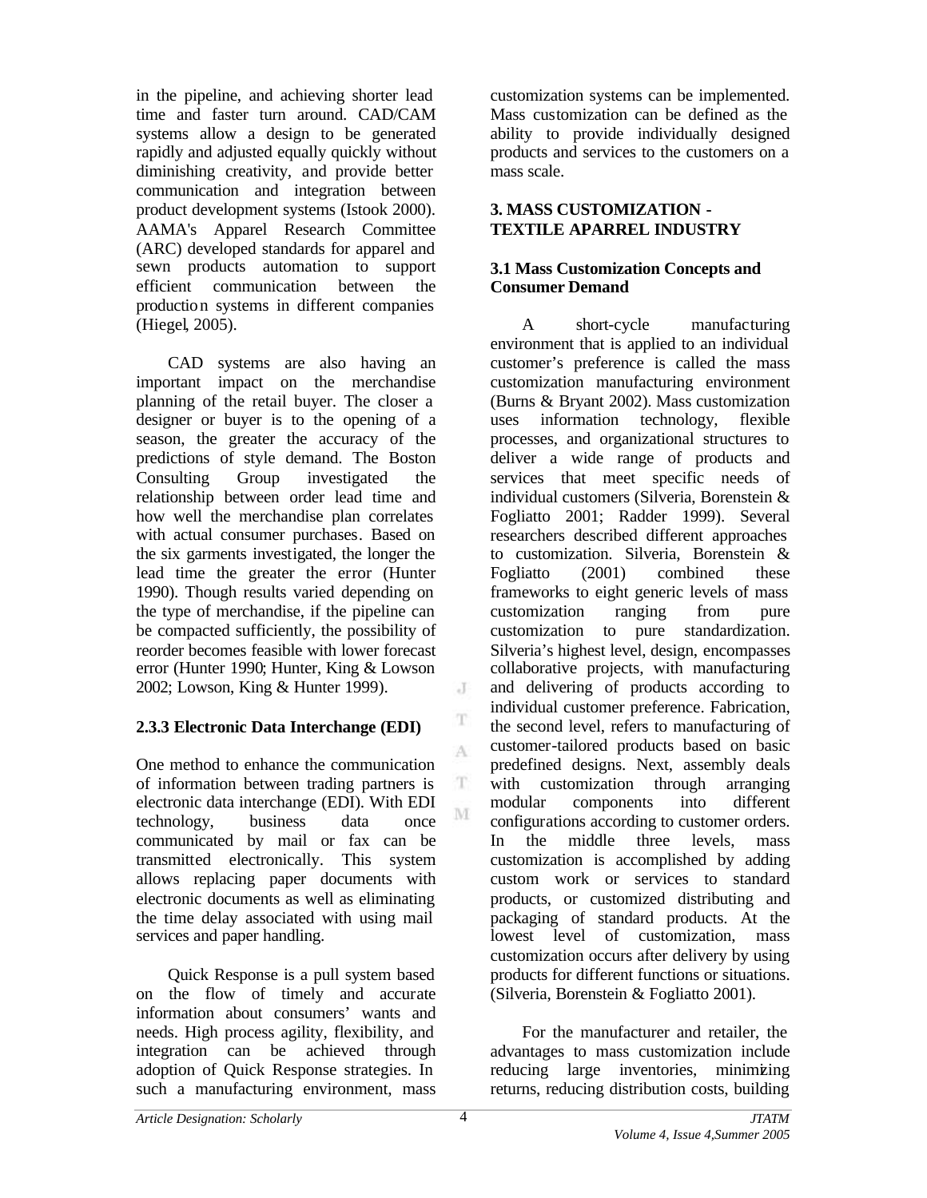in the pipeline, and achieving shorter lead time and faster turn around. CAD/CAM systems allow a design to be generated rapidly and adjusted equally quickly without diminishing creativity, and provide better communication and integration between product development systems (Istook 2000). AAMA's Apparel Research Committee (ARC) developed standards for apparel and sewn products automation to support efficient communication between the production systems in different companies (Hiegel, 2005).

CAD systems are also having an important impact on the merchandise planning of the retail buyer. The closer a designer or buyer is to the opening of a season, the greater the accuracy of the predictions of style demand. The Boston Consulting Group investigated the relationship between order lead time and how well the merchandise plan correlates with actual consumer purchases. Based on the six garments investigated, the longer the lead time the greater the error (Hunter 1990). Though results varied depending on the type of merchandise, if the pipeline can be compacted sufficiently, the possibility of reorder becomes feasible with lower forecast error (Hunter 1990; Hunter, King & Lowson 2002; Lowson, King & Hunter 1999).

#### 2.3.3 Electronic Data Interchange (EDI)

One method to enhance the communication of information between trading partners is electronic data interchange (EDI). With EDI technology, business data once communicated by mail or fax can be transmitted electronically. This system allows replacing paper documents with electronic documents as well as eliminating the time delay associated with using mail services and paper handling.

Quick Response is a pull system based on the flow of timely and accurate information about consumers' wants and needs. High process agility, flexibility, and integration can be achieved through adoption of Quick Response strategies. In such a manufacturing environment, mass customization systems can be implemented. Mass customization can be defined as the ability to provide individually designed products and services to the customers on a mass scale.

## 3. MASS CUSTOMIZATION - TEXTILE APARREL INDUSTRY

### 3.1 Mass Customization Concepts and Consumer Demand

A short-cycle manufacturing environment that is applied to an individual customer's preference is called the mass customization manufacturing environment (Burns & Bryant 2002). Mass customization uses information technology, flexible processes, and organizational structures to deliver a wide range of products and services that meet specific needs of individual customers (Silveria, Borenstein & Fogliatto 2001; Radder 1999). Several researchers described different approaches to customization. Silveria, Borenstein & Fogliatto (2001) combined these frameworks to eight generic levels of mass customization ranging from pure customization to pure standardization. Silveria's highest level, design, encompasses collaborative projects, with manufacturing and delivering of products according to individual customer preference. Fabrication, the second level, refers to manufacturing of customer-tailored products based on basic predefined designs. Next, assembly deals with customization through arranging modular components into different configurations according to customer orders. In the middle three levels, mass customization is accomplished by adding custom work or services to standard products, or customized distributing and packaging of standard products. At the lowest level of customization, mass customization occurs after delivery by using products for different functions or situations. (Silveria, Borenstein & Fogliatto 2001).

For the manufacturer and retailer, the advantages to mass customization include reducing large inventories, minimizing returns, reducing distribution costs, building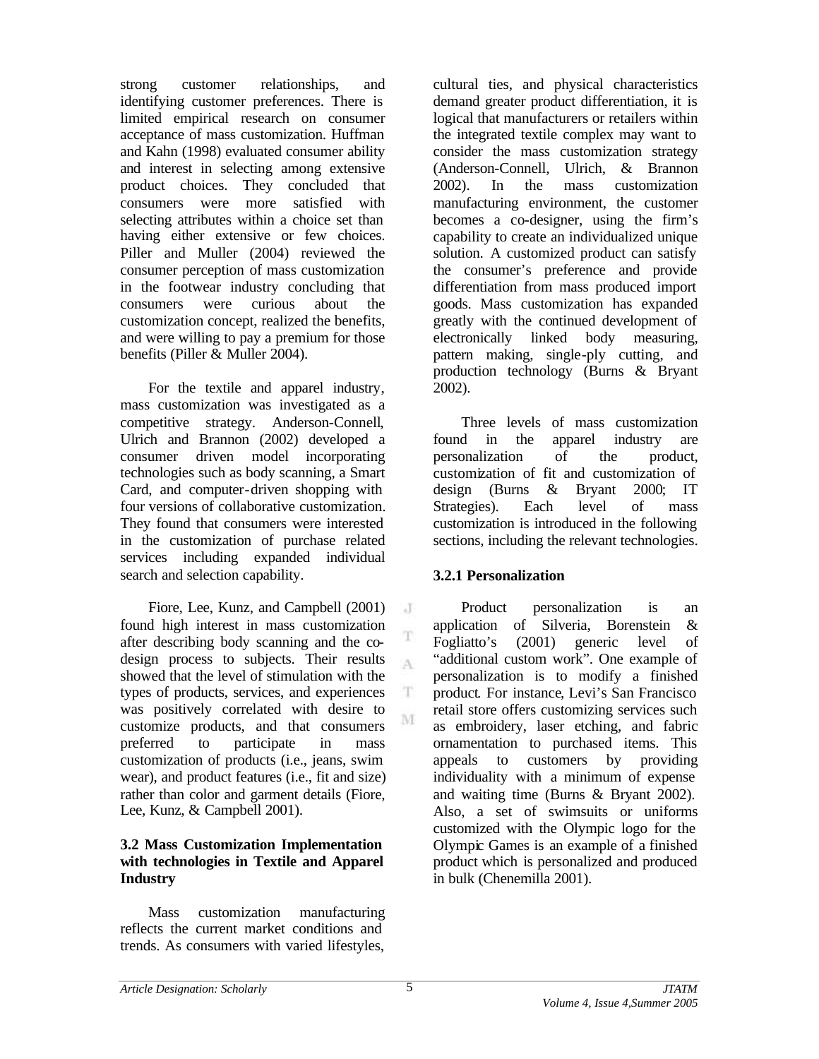strong customer relationships, and identifying customer preferences. There is limited empirical research on consumer acceptance of mass customization. Huffman and Kahn (1998) evaluated consumer ability and interest in selecting among extensive product choices. They concluded that consumers were more satisfied with selecting attributes within a choice set than having either extensive or few choices. Piller and Muller (2004) reviewed the consumer perception of mass customization in the footwear industry concluding that consumers were curious about the customization concept, realized the benefits, and were willing to pay a premium for those benefits (Piller & Muller 2004).

For the textile and apparel industry, mass customization was investigated as a competitive strategy. Anderson-Connell, Ulrich and Brannon (2002) developed a consumer driven model incorporating technologies such as body scanning, a Smart Card, and computer-driven shopping with four versions of collaborative customization. They found that consumers were interested in the customization of purchase related services including expanded individual search and selection capability.

Fiore, Lee, Kunz, and Campbell (2001) found high interest in mass customization after describing body scanning and the co-design process to subjects. Their results showed that the level of stimulation with the types of products, services, and experiences was positively correlated with desire to customize products, and that consumers preferred to participate in mass customization of products (i.e., jeans, swim wear), and product features (i.e., fit and size) rather than color and garment details (Fiore, Lee, Kunz, & Campbell 2001).

### 3.2 Mass Customization Implementation with technologies in Textile and Apparel Industry

Mass customization manufacturing reflects the current market conditions and trends. As consumers with varied lifestyles, cultural ties, and physical characteristics demand greater product differentiation, it is logical that manufacturers or retailers within the integrated textile complex may want to consider the mass customization strategy (Anderson-Connell, Ulrich, & Brannon 2002). In the mass customization manufacturing environment, the customer becomes a co-designer, using the firm's capability to create an individualized unique solution. A customized product can satisfy the consumer's preference and provide differentiation from mass produced import goods. Mass customization has expanded greatly with the continued development of electronically linked body measuring, pattern making, single-ply cutting, and production technology (Burns & Bryant 2002).

Three levels of mass customization found in the apparel industry are personalization of the product, customization of fit and customization of design (Burns & Bryant 2000; IT Strategies). Each level of mass customization is introduced in the following sections, including the relevant technologies.

#### 3.2.1 Personalization

Product personalization is an application of Silveria, Borenstein & Fogliatto's (2001) generic level of "additional custom work". One example of personalization is to modify a finished product. For instance, Levi's San Francisco retail store offers customizing services such as embroidery, laser etching, and fabric ornamentation to purchased items. This appeals to customers by providing individuality with a minimum of expense and waiting time (Burns & Bryant 2002). Also, a set of swimsuits or uniforms customized with the Olympic logo for the Olympic Games is an example of a finished product which is personalized and produced in bulk (Chenemilla 2001).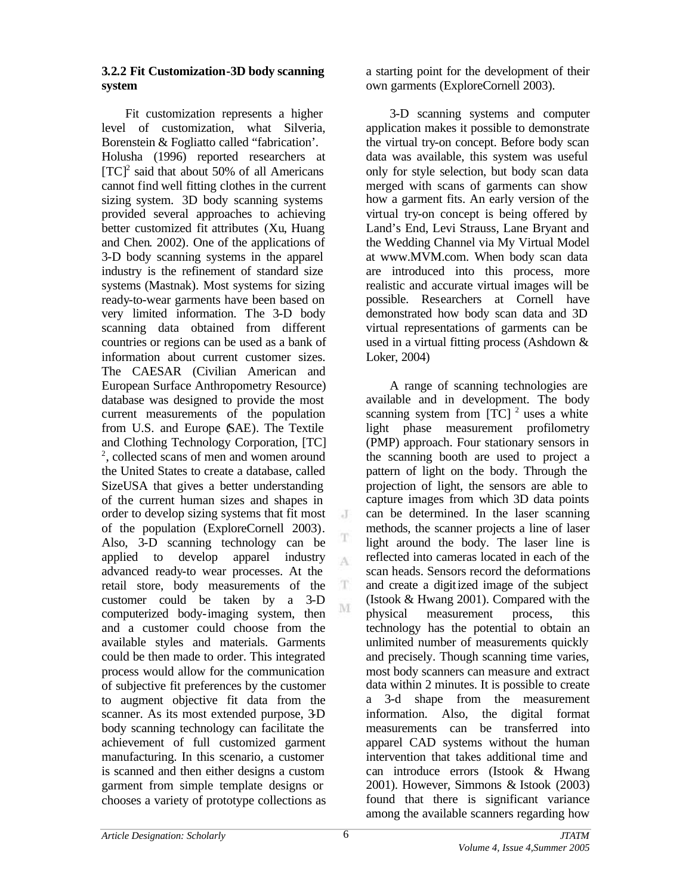### 3.2.2 Fit Customization-3D body scanning system

Fit customization represents a higher level of customization, what Silveria, Borenstein & Fogliatto called "fabrication'. Holusha (1996) reported researchers at [TC][2] said that about 50% of all Americans cannot find well fitting clothes in the current sizing system. 3D body scanning systems provided several approaches to achieving better customized fit attributes (Xu, Huang and Chen. 2002). One of the applications of 3-D body scanning systems in the apparel industry is the refinement of standard size systems (Mastnak). Most systems for sizing ready-to-wear garments have been based on very limited information. The 3-D body scanning data obtained from different countries or regions can be used as a bank of information about current customer sizes. The CAESAR (Civilian American and European Surface Anthropometry Resource) database was designed to provide the most current measurements of the population from U.S. and Europe (SAE). The Textile and Clothing Technology Corporation, [TC][2], collected scans of men and women around the United States to create a database, called SizeUSA that gives a better understanding of the current human sizes and shapes in order to develop sizing systems that fit most of the population (ExploreCornell 2003). Also, 3-D scanning technology can be applied to develop apparel industry advanced ready-to wear processes. At the retail store, body measurements of the customer could be taken by a 3-D computerized body-imaging system, then and a customer could choose from the available styles and materials. Garments could be then made to order. This integrated process would allow for the communication of subjective fit preferences by the customer to augment objective fit data from the scanner. As its most extended purpose, 3-D body scanning technology can facilitate the achievement of full customized garment manufacturing. In this scenario, a customer is scanned and then either designs a custom garment from simple template designs or chooses a variety of prototype collections as a starting point for the development of their own garments (ExploreCornell 2003).

3-D scanning systems and computer application makes it possible to demonstrate the virtual try-on concept. Before body scan data was available, this system was useful only for style selection, but body scan data merged with scans of garments can show how a garment fits. An early version of the virtual try-on concept is being offered by Land's End, Levi Strauss, Lane Bryant and the Wedding Channel via My Virtual Model at www.MVM.com. When body scan data are introduced into this process, more realistic and accurate virtual images will be possible. Researchers at Cornell have demonstrated how body scan data and 3D virtual representations of garments can be used in a virtual fitting process (Ashdown & Loker, 2004)

A range of scanning technologies are available and in development. The body scanning system from [TC] [2] uses a white light phase measurement profilometry (PMP) approach. Four stationary sensors in the scanning booth are used to project a pattern of light on the body. Through the projection of light, the sensors are able to capture images from which 3D data points can be determined. In the laser scanning methods, the scanner projects a line of laser light around the body. The laser line is reflected into cameras located in each of the scan heads. Sensors record the deformations and create a digitized image of the subject (Istook & Hwang 2001). Compared with the physical measurement process, this technology has the potential to obtain an unlimited number of measurements quickly and precisely. Though scanning time varies, most body scanners can measure and extract data within 2 minutes. It is possible to create a 3-d shape from the measurement information. Also, the digital format measurements can be transferred into apparel CAD systems without the human intervention that takes additional time and can introduce errors (Istook & Hwang 2001). However, Simmons & Istook (2003) found that there is significant variance among the available scanners regarding how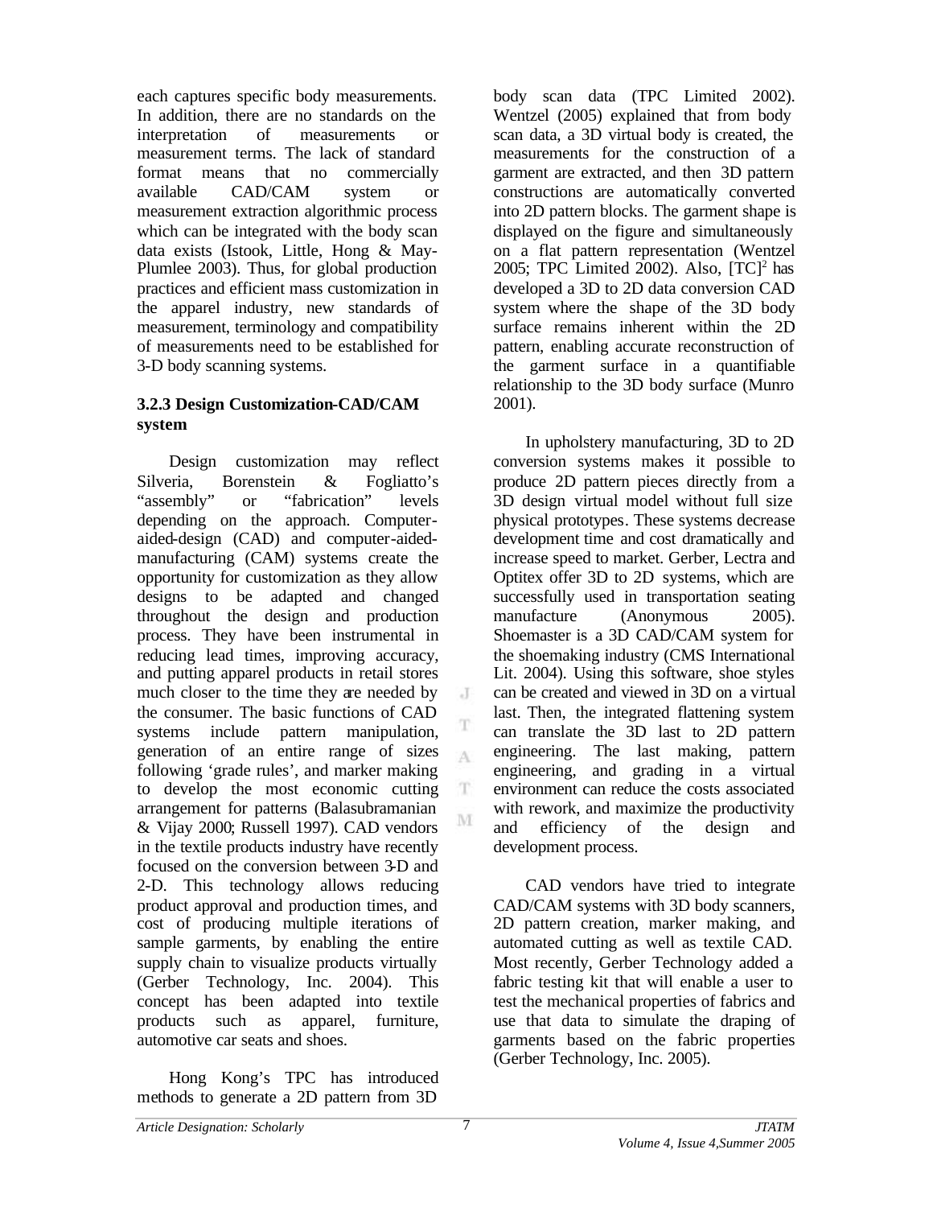each captures specific body measurements. In addition, there are no standards on the interpretation of measurements or measurement terms. The lack of standard format means that no commercially available CAD/CAM system or measurement extraction algorithmic process which can be integrated with the body scan data exists (Istook, Little, Hong & May-Plumlee 2003). Thus, for global production practices and efficient mass customization in the apparel industry, new standards of measurement, terminology and compatibility of measurements need to be established for 3-D body scanning systems.

### 3.2.3 Design Customization-CAD/CAM system

Design customization may reflect Silveria, Borenstein & Fogliatto's "assembly" or "fabrication" levels depending on the approach. Computer-aided-design (CAD) and computer-aided-manufacturing (CAM) systems create the opportunity for customization as they allow designs to be adapted and changed throughout the design and production process. They have been instrumental in reducing lead times, improving accuracy, and putting apparel products in retail stores much closer to the time they are needed by the consumer. The basic functions of CAD systems include pattern manipulation, generation of an entire range of sizes following 'grade rules', and marker making to develop the most economic cutting arrangement for patterns (Balasubramanian & Vijay 2000; Russell 1997). CAD vendors in the textile products industry have recently focused on the conversion between 3-D and 2-D. This technology allows reducing product approval and production times, and cost of producing multiple iterations of sample garments, by enabling the entire supply chain to visualize products virtually (Gerber Technology, Inc. 2004). This concept has been adapted into textile products such as apparel, furniture, automotive car seats and shoes.

Hong Kong's TPC has introduced methods to generate a 2D pattern from 3D body scan data (TPC Limited 2002). Wentzel (2005) explained that from body scan data, a 3D virtual body is created, the measurements for the construction of a garment are extracted, and then 3D pattern constructions are automatically converted into 2D pattern blocks. The garment shape is displayed on the figure and simultaneously on a flat pattern representation (Wentzel 2005; TPC Limited 2002). Also, [TC]$^2$ has developed a 3D to 2D data conversion CAD system where the shape of the 3D body surface remains inherent within the 2D pattern, enabling accurate reconstruction of the garment surface in a quantifiable relationship to the 3D body surface (Munro 2001).

In upholstery manufacturing, 3D to 2D conversion systems makes it possible to produce 2D pattern pieces directly from a 3D design virtual model without full size physical prototypes. These systems decrease development time and cost dramatically and increase speed to market. Gerber, Lectra and Optitex offer 3D to 2D systems, which are successfully used in transportation seating manufacture (Anonymous 2005). Shoemaster is a 3D CAD/CAM system for the shoemaking industry (CMS International Lit. 2004). Using this software, shoe styles can be created and viewed in 3D on a virtual last. Then, the integrated flattening system can translate the 3D last to 2D pattern engineering. The last making, pattern engineering, and grading in a virtual environment can reduce the costs associated with rework, and maximize the productivity and efficiency of the design and development process.

CAD vendors have tried to integrate CAD/CAM systems with 3D body scanners, 2D pattern creation, marker making, and automated cutting as well as textile CAD. Most recently, Gerber Technology added a fabric testing kit that will enable a user to test the mechanical properties of fabrics and use that data to simulate the draping of garments based on the fabric properties (Gerber Technology, Inc. 2005).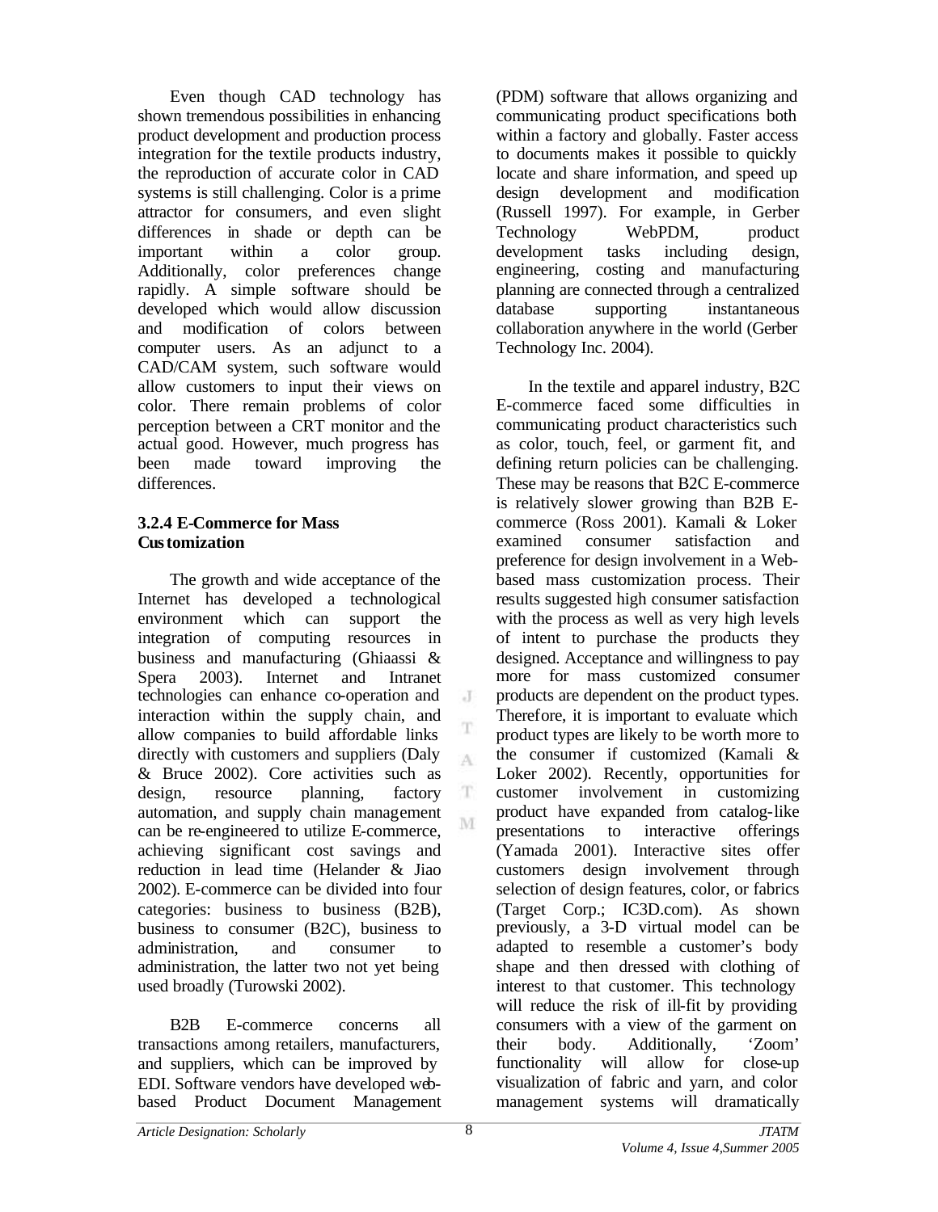Even though CAD technology has shown tremendous possibilities in enhancing product development and production process integration for the textile products industry, the reproduction of accurate color in CAD systems is still challenging. Color is a prime attractor for consumers, and even slight differences in shade or depth can be important within a color group. Additionally, color preferences change rapidly. A simple software should be developed which would allow discussion and modification of colors between computer users. As an adjunct to a CAD/CAM system, such software would allow customers to input their views on color. There remain problems of color perception between a CRT monitor and the actual good. However, much progress has been made toward improving the differences.

### 3.2.4 E-Commerce for Mass Customization

The growth and wide acceptance of the Internet has developed a technological environment which can support the integration of computing resources in business and manufacturing (Ghiaassi & Spera 2003). Internet and Intranet technologies can enhance co-operation and interaction within the supply chain, and allow companies to build affordable links directly with customers and suppliers (Daly & Bruce 2002). Core activities such as design, resource planning, factory automation, and supply chain management can be re-engineered to utilize E-commerce, achieving significant cost savings and reduction in lead time (Helander & Jiao 2002). E-commerce can be divided into four categories: business to business (B2B), business to consumer (B2C), business to administration, and consumer to administration, the latter two not yet being used broadly (Turowski 2002).

B2B E-commerce concerns all transactions among retailers, manufacturers, and suppliers, which can be improved by EDI. Software vendors have developed web-based Product Document Management (PDM) software that allows organizing and communicating product specifications both within a factory and globally. Faster access to documents makes it possible to quickly locate and share information, and speed up design development and modification (Russell 1997). For example, in Gerber Technology WebPDM, product development tasks including design, engineering, costing and manufacturing planning are connected through a centralized database supporting instantaneous collaboration anywhere in the world (Gerber Technology Inc. 2004).

In the textile and apparel industry, B2C E-commerce faced some difficulties in communicating product characteristics such as color, touch, feel, or garment fit, and defining return policies can be challenging. These may be reasons that B2C E-commerce is relatively slower growing than B2B E-commerce (Ross 2001). Kamali & Loker examined consumer satisfaction and preference for design involvement in a Web-based mass customization process. Their results suggested high consumer satisfaction with the process as well as very high levels of intent to purchase the products they designed. Acceptance and willingness to pay more for mass customized consumer products are dependent on the product types. Therefore, it is important to evaluate which product types are likely to be worth more to the consumer if customized (Kamali & Loker 2002). Recently, opportunities for customer involvement in customizing product have expanded from catalog-like presentations to interactive offerings (Yamada 2001). Interactive sites offer customers design involvement through selection of design features, color, or fabrics (Target Corp.; IC3D.com). As shown previously, a 3-D virtual model can be adapted to resemble a customer's body shape and then dressed with clothing of interest to that customer. This technology will reduce the risk of ill-fit by providing consumers with a view of the garment on their body. Additionally, 'Zoom' functionality will allow for close-up visualization of fabric and yarn, and color management systems will dramatically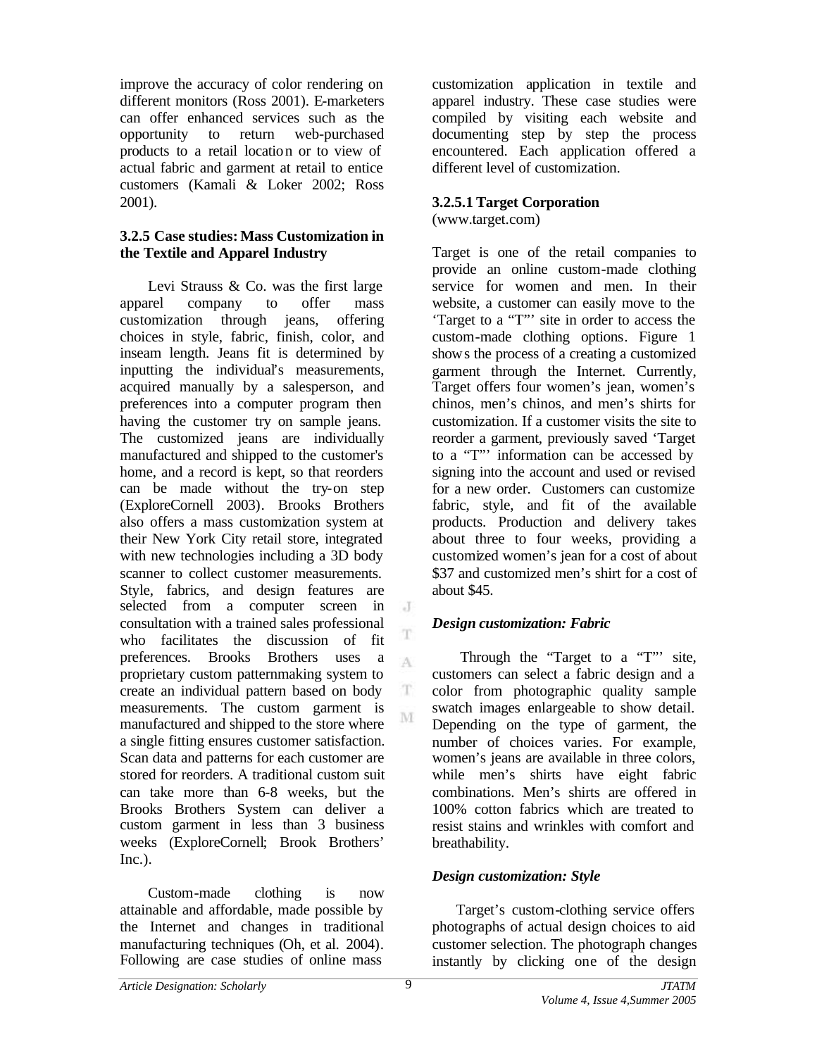improve the accuracy of color rendering on different monitors (Ross 2001). E-marketers can offer enhanced services such as the opportunity to return web-purchased products to a retail location or to view of actual fabric and garment at retail to entice customers (Kamali & Loker 2002; Ross 2001).

### 3.2.5 Case studies: Mass Customization in the Textile and Apparel Industry

Levi Strauss & Co. was the first large apparel company to offer mass customization through jeans, offering choices in style, fabric, finish, color, and inseam length. Jeans fit is determined by inputting the individual's measurements, acquired manually by a salesperson, and preferences into a computer program then having the customer try on sample jeans. The customized jeans are individually manufactured and shipped to the customer's home, and a record is kept, so that reorders can be made without the try-on step (ExploreCornell 2003). Brooks Brothers also offers a mass customization system at their New York City retail store, integrated with new technologies including a 3D body scanner to collect customer measurements. Style, fabrics, and design features are selected from a computer screen in consultation with a trained sales professional who facilitates the discussion of fit preferences. Brooks Brothers uses a proprietary custom patternmaking system to create an individual pattern based on body measurements. The custom garment is manufactured and shipped to the store where a single fitting ensures customer satisfaction. Scan data and patterns for each customer are stored for reorders. A traditional custom suit can take more than 6-8 weeks, but the Brooks Brothers System can deliver a custom garment in less than 3 business weeks (ExploreCornell; Brook Brothers' Inc.).

Custom-made clothing is now attainable and affordable, made possible by the Internet and changes in traditional manufacturing techniques (Oh, et al. 2004). Following are case studies of online mass customization application in textile and apparel industry. These case studies were compiled by visiting each website and documenting step by step the process encountered. Each application offered a different level of customization.

#### 3.2.5.1 Target Corporation

(www.target.com)

Target is one of the retail companies to provide an online custom-made clothing service for women and men. In their website, a customer can easily move to the 'Target to a "T"' site in order to access the custom-made clothing options. Figure 1 shows the process of a creating a customized garment through the Internet. Currently, Target offers four women's jean, women's chinos, men's chinos, and men's shirts for customization. If a customer visits the site to reorder a garment, previously saved 'Target to a "T"' information can be accessed by signing into the account and used or revised for a new order. Customers can customize fabric, style, and fit of the available products. Production and delivery takes about three to four weeks, providing a customized women's jean for a cost of about $37 and customized men's shirt for a cost of about $45.

***Design customization: Fabric***

Through the "Target to a "T"' site, customers can select a fabric design and a color from photographic quality sample swatch images enlargeable to show detail. Depending on the type of garment, the number of choices varies. For example, women's jeans are available in three colors, while men's shirts have eight fabric combinations. Men's shirts are offered in 100% cotton fabrics which are treated to resist stains and wrinkles with comfort and breathability.

***Design customization: Style***

Target's custom-clothing service offers photographs of actual design choices to aid customer selection. The photograph changes instantly by clicking one of the design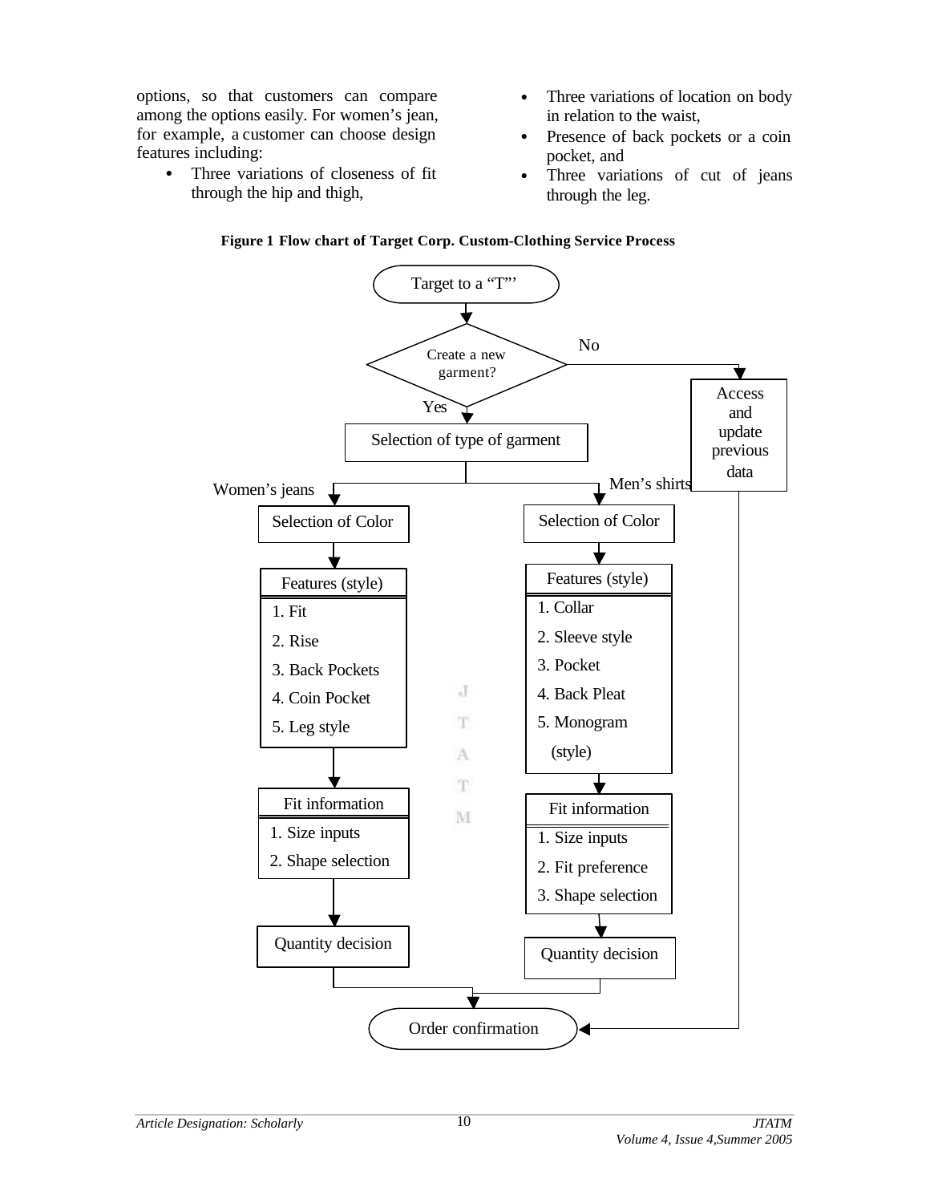options, so that customers can compare among the options easily. For women's jean, for example, a customer can choose design features including:

- Three variations of closeness of fit through the hip and thigh,
- Three variations of location on body in relation to the waist,
- Presence of back pockets or a coin pocket, and
- Three variations of cut of jeans through the leg.

**Figure 1 Flow chart of Target Corp. Custom-Clothing Service Process**

Target to a "T"'

Create a new garment?

No → Access and update previous data → Order confirmation

Yes → Selection of type of garment

Women's jeans:
- Selection of Color
- Features (style)
  1. Fit
  2. Rise
  3. Back Pockets
  4. Coin Pocket
  5. Leg style
- Fit information
  1. Size inputs
  2. Shape selection
- Quantity decision

Men's shirts:
- Selection of Color
- Features (style)
  1. Collar
  2. Sleeve style
  3. Pocket
  4. Back Pleat
  5. Monogram (style)
- Fit information
  1. Size inputs
  2. Fit preference
  3. Shape selection
- Quantity decision

Order confirmation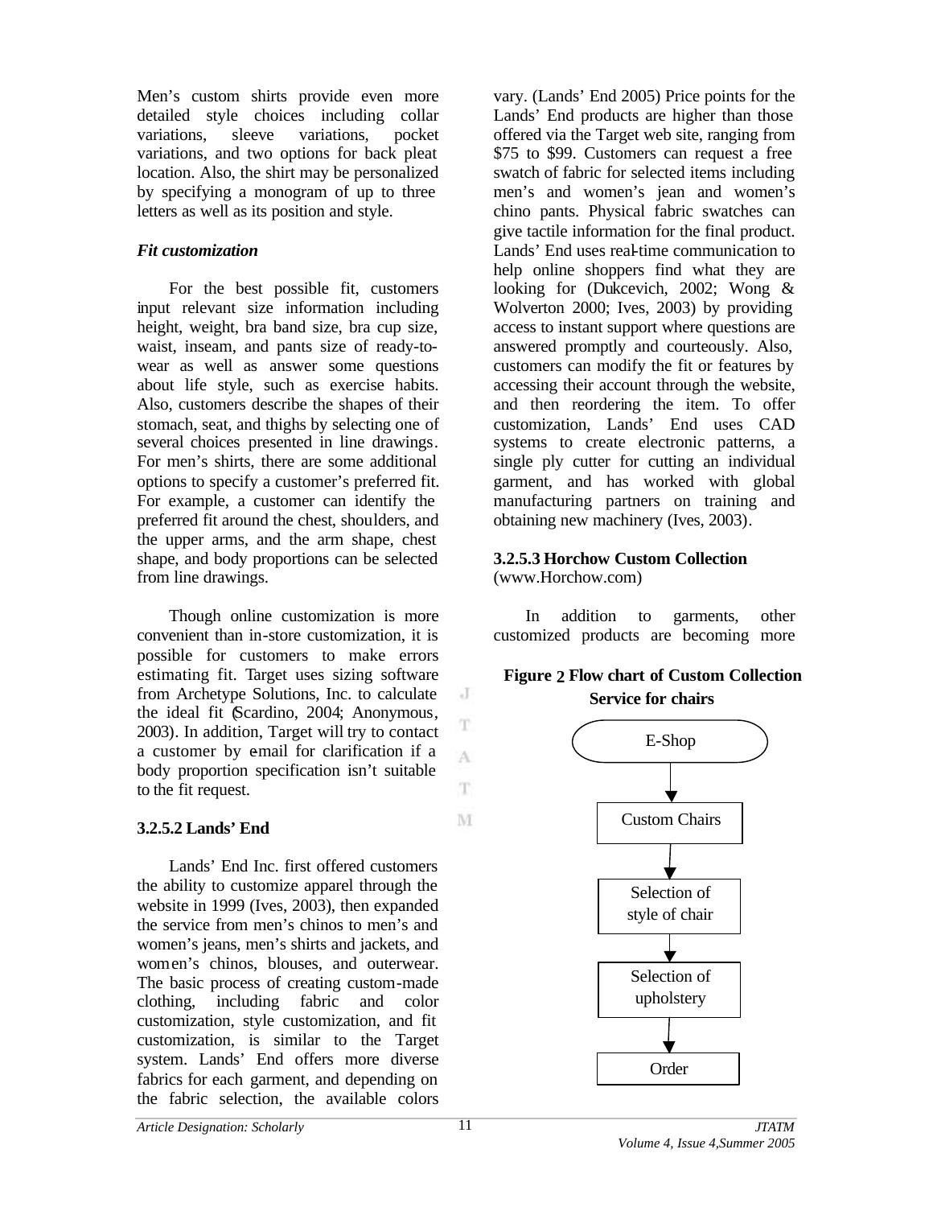Men's custom shirts provide even more detailed style choices including collar variations, sleeve variations, pocket variations, and two options for back pleat location. Also, the shirt may be personalized by specifying a monogram of up to three letters as well as its position and style.

### *Fit customization*

For the best possible fit, customers input relevant size information including height, weight, bra band size, bra cup size, waist, inseam, and pants size of ready-to-wear as well as answer some questions about life style, such as exercise habits. Also, customers describe the shapes of their stomach, seat, and thighs by selecting one of several choices presented in line drawings. For men's shirts, there are some additional options to specify a customer's preferred fit. For example, a customer can identify the preferred fit around the chest, shoulders, and the upper arms, and the arm shape, chest shape, and body proportions can be selected from line drawings.

Though online customization is more convenient than in-store customization, it is possible for customers to make errors estimating fit. Target uses sizing software from Archetype Solutions, Inc. to calculate the ideal fit (Scardino, 2004; Anonymous, 2003). In addition, Target will try to contact a customer by e-mail for clarification if a body proportion specification isn't suitable to the fit request.

### 3.2.5.2 Lands' End

Lands' End Inc. first offered customers the ability to customize apparel through the website in 1999 (Ives, 2003), then expanded the service from men's chinos to men's and women's jeans, men's shirts and jackets, and women's chinos, blouses, and outerwear. The basic process of creating custom-made clothing, including fabric and color customization, style customization, and fit customization, is similar to the Target system. Lands' End offers more diverse fabrics for each garment, and depending on the fabric selection, the available colors vary. (Lands' End 2005) Price points for the Lands' End products are higher than those offered via the Target web site, ranging from $75 to $99. Customers can request a free swatch of fabric for selected items including men's and women's jean and women's chino pants. Physical fabric swatches can give tactile information for the final product. Lands' End uses real-time communication to help online shoppers find what they are looking for (Dukcevich, 2002; Wong & Wolverton 2000; Ives, 2003) by providing access to instant support where questions are answered promptly and courteously. Also, customers can modify the fit or features by accessing their account through the website, and then reordering the item. To offer customization, Lands' End uses CAD systems to create electronic patterns, a single ply cutter for cutting an individual garment, and has worked with global manufacturing partners on training and obtaining new machinery (Ives, 2003).

### 3.2.5.3 Horchow Custom Collection

(www.Horchow.com)

In addition to garments, other customized products are becoming more

**Figure 2 Flow chart of Custom Collection Service for chairs**

E-Shop → Custom Chairs → Selection of style of chair → Selection of upholstery → Order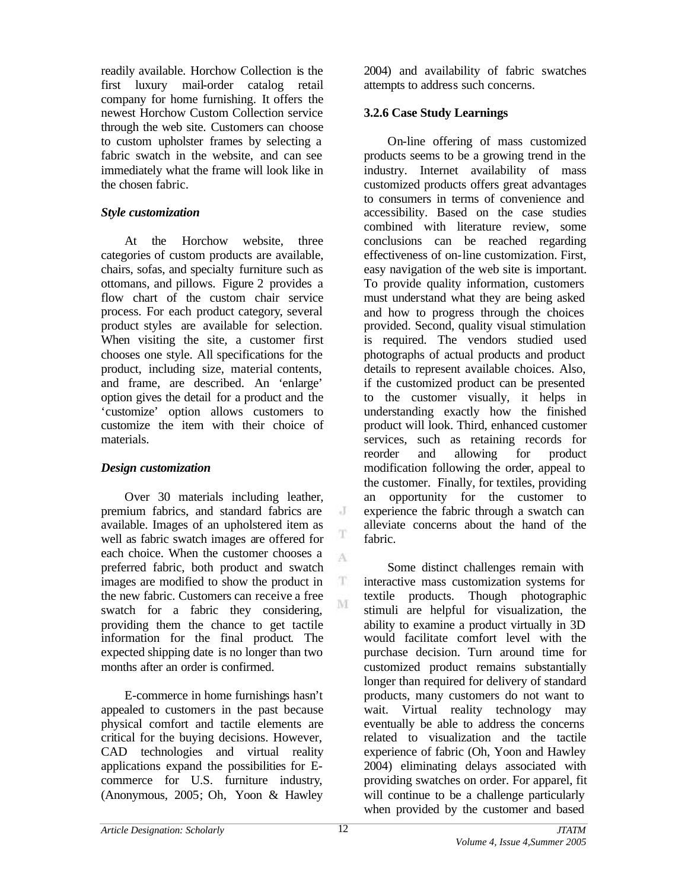readily available. Horchow Collection is the first luxury mail-order catalog retail company for home furnishing. It offers the newest Horchow Custom Collection service through the web site. Customers can choose to custom upholster frames by selecting a fabric swatch in the website, and can see immediately what the frame will look like in the chosen fabric.

***Style customization***

At the Horchow website, three categories of custom products are available, chairs, sofas, and specialty furniture such as ottomans, and pillows. Figure 2 provides a flow chart of the custom chair service process. For each product category, several product styles are available for selection. When visiting the site, a customer first chooses one style. All specifications for the product, including size, material contents, and frame, are described. An 'enlarge' option gives the detail for a product and the 'customize' option allows customers to customize the item with their choice of materials.

***Design customization***

Over 30 materials including leather, premium fabrics, and standard fabrics are available. Images of an upholstered item as well as fabric swatch images are offered for each choice. When the customer chooses a preferred fabric, both product and swatch images are modified to show the product in the new fabric. Customers can receive a free swatch for a fabric they considering, providing them the chance to get tactile information for the final product. The expected shipping date is no longer than two months after an order is confirmed.

E-commerce in home furnishings hasn't appealed to customers in the past because physical comfort and tactile elements are critical for the buying decisions. However, CAD technologies and virtual reality applications expand the possibilities for E-commerce for U.S. furniture industry, (Anonymous, 2005; Oh, Yoon & Hawley 2004) and availability of fabric swatches attempts to address such concerns.

### 3.2.6 Case Study Learnings

On-line offering of mass customized products seems to be a growing trend in the industry. Internet availability of mass customized products offers great advantages to consumers in terms of convenience and accessibility. Based on the case studies combined with literature review, some conclusions can be reached regarding effectiveness of on-line customization. First, easy navigation of the web site is important. To provide quality information, customers must understand what they are being asked and how to progress through the choices provided. Second, quality visual stimulation is required. The vendors studied used photographs of actual products and product details to represent available choices. Also, if the customized product can be presented to the customer visually, it helps in understanding exactly how the finished product will look. Third, enhanced customer services, such as retaining records for reorder and allowing for product modification following the order, appeal to the customer. Finally, for textiles, providing an opportunity for the customer to experience the fabric through a swatch can alleviate concerns about the hand of the fabric.

Some distinct challenges remain with interactive mass customization systems for textile products. Though photographic stimuli are helpful for visualization, the ability to examine a product virtually in 3D would facilitate comfort level with the purchase decision. Turn around time for customized product remains substantially longer than required for delivery of standard products, many customers do not want to wait. Virtual reality technology may eventually be able to address the concerns related to visualization and the tactile experience of fabric (Oh, Yoon and Hawley 2004) eliminating delays associated with providing swatches on order. For apparel, fit will continue to be a challenge particularly when provided by the customer and based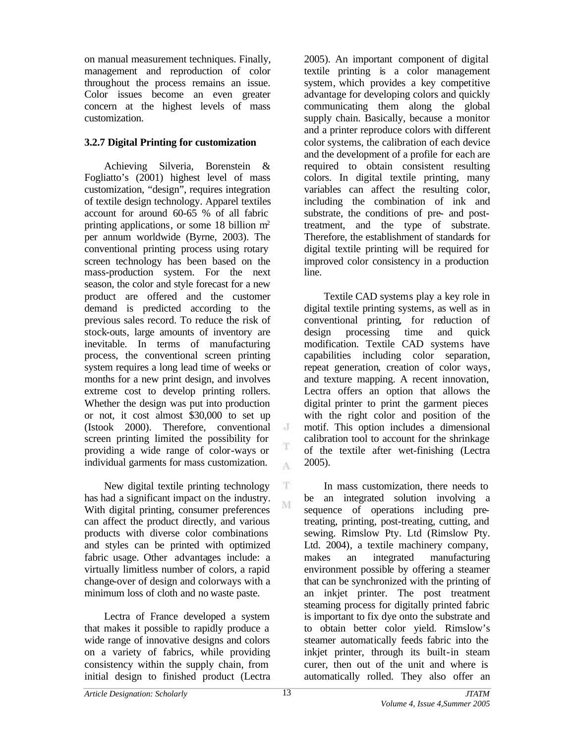on manual measurement techniques. Finally, management and reproduction of color throughout the process remains an issue. Color issues become an even greater concern at the highest levels of mass customization.

### 3.2.7 Digital Printing for customization

Achieving Silveria, Borenstein & Fogliatto's (2001) highest level of mass customization, "design", requires integration of textile design technology. Apparel textiles account for around 60-65 % of all fabric printing applications, or some 18 billion $m^2$ per annum worldwide (Byrne, 2003). The conventional printing process using rotary screen technology has been based on the mass-production system. For the next season, the color and style forecast for a new product are offered and the customer demand is predicted according to the previous sales record. To reduce the risk of stock-outs, large amounts of inventory are inevitable. In terms of manufacturing process, the conventional screen printing system requires a long lead time of weeks or months for a new print design, and involves extreme cost to develop printing rollers. Whether the design was put into production or not, it cost almost $30,000 to set up (Istook 2000). Therefore, conventional screen printing limited the possibility for providing a wide range of color-ways or individual garments for mass customization.

New digital textile printing technology has had a significant impact on the industry. With digital printing, consumer preferences can affect the product directly, and various products with diverse color combinations and styles can be printed with optimized fabric usage. Other advantages include: a virtually limitless number of colors, a rapid change-over of design and colorways with a minimum loss of cloth and no waste paste.

Lectra of France developed a system that makes it possible to rapidly produce a wide range of innovative designs and colors on a variety of fabrics, while providing consistency within the supply chain, from initial design to finished product (Lectra 2005). An important component of digital textile printing is a color management system, which provides a key competitive advantage for developing colors and quickly communicating them along the global supply chain. Basically, because a monitor and a printer reproduce colors with different color systems, the calibration of each device and the development of a profile for each are required to obtain consistent resulting colors. In digital textile printing, many variables can affect the resulting color, including the combination of ink and substrate, the conditions of pre- and post-treatment, and the type of substrate. Therefore, the establishment of standards for digital textile printing will be required for improved color consistency in a production line.

Textile CAD systems play a key role in digital textile printing systems, as well as in conventional printing, for reduction of design processing time and quick modification. Textile CAD systems have capabilities including color separation, repeat generation, creation of color ways, and texture mapping. A recent innovation, Lectra offers an option that allows the digital printer to print the garment pieces with the right color and position of the motif. This option includes a dimensional calibration tool to account for the shrinkage of the textile after wet-finishing (Lectra 2005).

In mass customization, there needs to be an integrated solution involving a sequence of operations including pre-treating, printing, post-treating, cutting, and sewing. Rimslow Pty. Ltd (Rimslow Pty. Ltd. 2004), a textile machinery company, makes an integrated manufacturing environment possible by offering a steamer that can be synchronized with the printing of an inkjet printer. The post treatment steaming process for digitally printed fabric is important to fix dye onto the substrate and to obtain better color yield. Rimslow's steamer automatically feeds fabric into the inkjet printer, through its built-in steam curer, then out of the unit and where is automatically rolled. They also offer an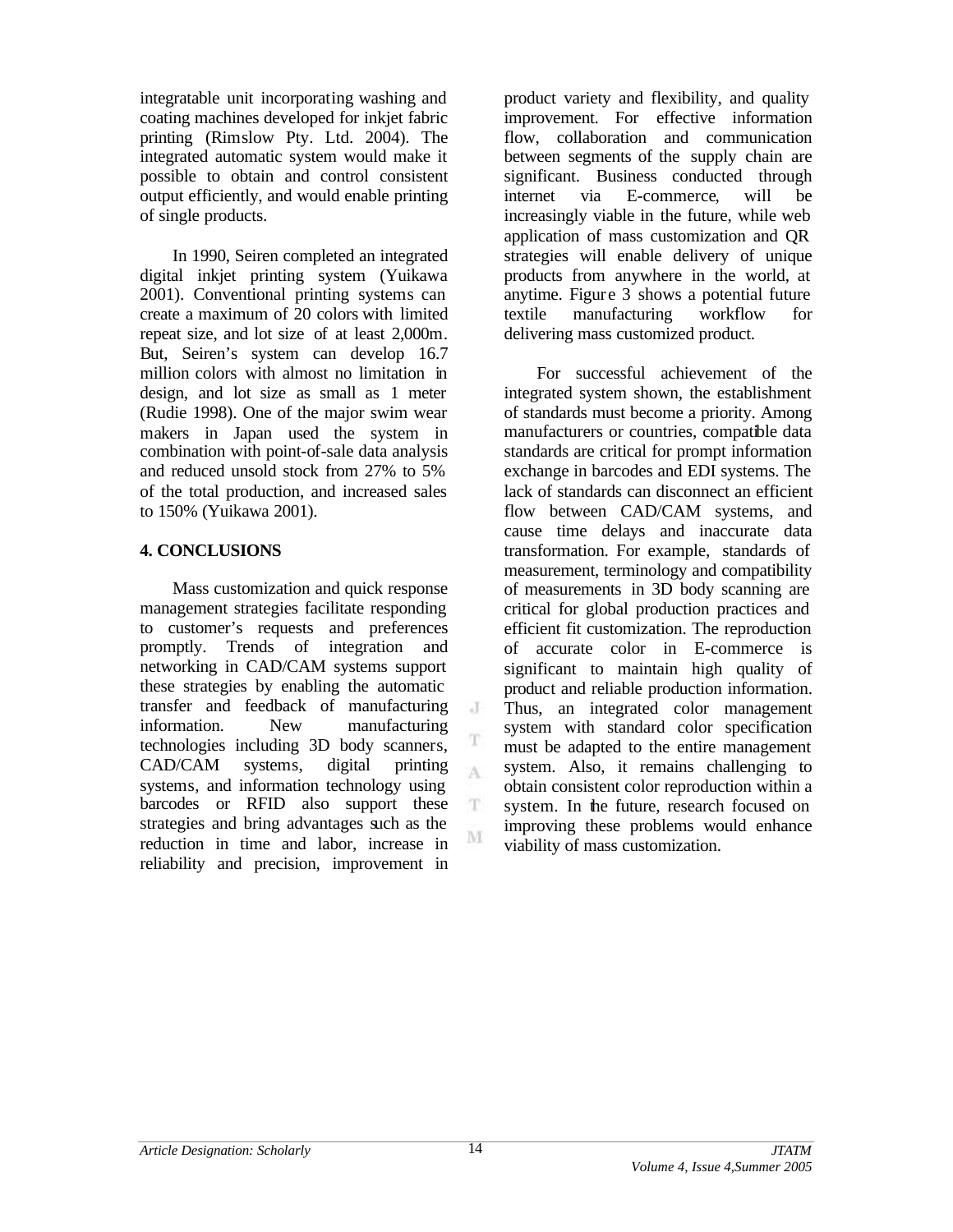integratable unit incorporating washing and coating machines developed for inkjet fabric printing (Rimslow Pty. Ltd. 2004). The integrated automatic system would make it possible to obtain and control consistent output efficiently, and would enable printing of single products.

In 1990, Seiren completed an integrated digital inkjet printing system (Yuikawa 2001). Conventional printing systems can create a maximum of 20 colors with limited repeat size, and lot size of at least 2,000m. But, Seiren's system can develop 16.7 million colors with almost no limitation in design, and lot size as small as 1 meter (Rudie 1998). One of the major swim wear makers in Japan used the system in combination with point-of-sale data analysis and reduced unsold stock from 27% to 5% of the total production, and increased sales to 150% (Yuikawa 2001).

## 4. CONCLUSIONS

Mass customization and quick response management strategies facilitate responding to customer's requests and preferences promptly. Trends of integration and networking in CAD/CAM systems support these strategies by enabling the automatic transfer and feedback of manufacturing information. New manufacturing technologies including 3D body scanners, CAD/CAM systems, digital printing systems, and information technology using barcodes or RFID also support these strategies and bring advantages such as the reduction in time and labor, increase in reliability and precision, improvement in product variety and flexibility, and quality improvement. For effective information flow, collaboration and communication between segments of the supply chain are significant. Business conducted through internet via E-commerce, will be increasingly viable in the future, while web application of mass customization and QR strategies will enable delivery of unique products from anywhere in the world, at anytime. Figure 3 shows a potential future textile manufacturing workflow for delivering mass customized product.

For successful achievement of the integrated system shown, the establishment of standards must become a priority. Among manufacturers or countries, compatible data standards are critical for prompt information exchange in barcodes and EDI systems. The lack of standards can disconnect an efficient flow between CAD/CAM systems, and cause time delays and inaccurate data transformation. For example, standards of measurement, terminology and compatibility of measurements in 3D body scanning are critical for global production practices and efficient fit customization. The reproduction of accurate color in E-commerce is significant to maintain high quality of product and reliable production information. Thus, an integrated color management system with standard color specification must be adapted to the entire management system. Also, it remains challenging to obtain consistent color reproduction within a system. In the future, research focused on improving these problems would enhance viability of mass customization.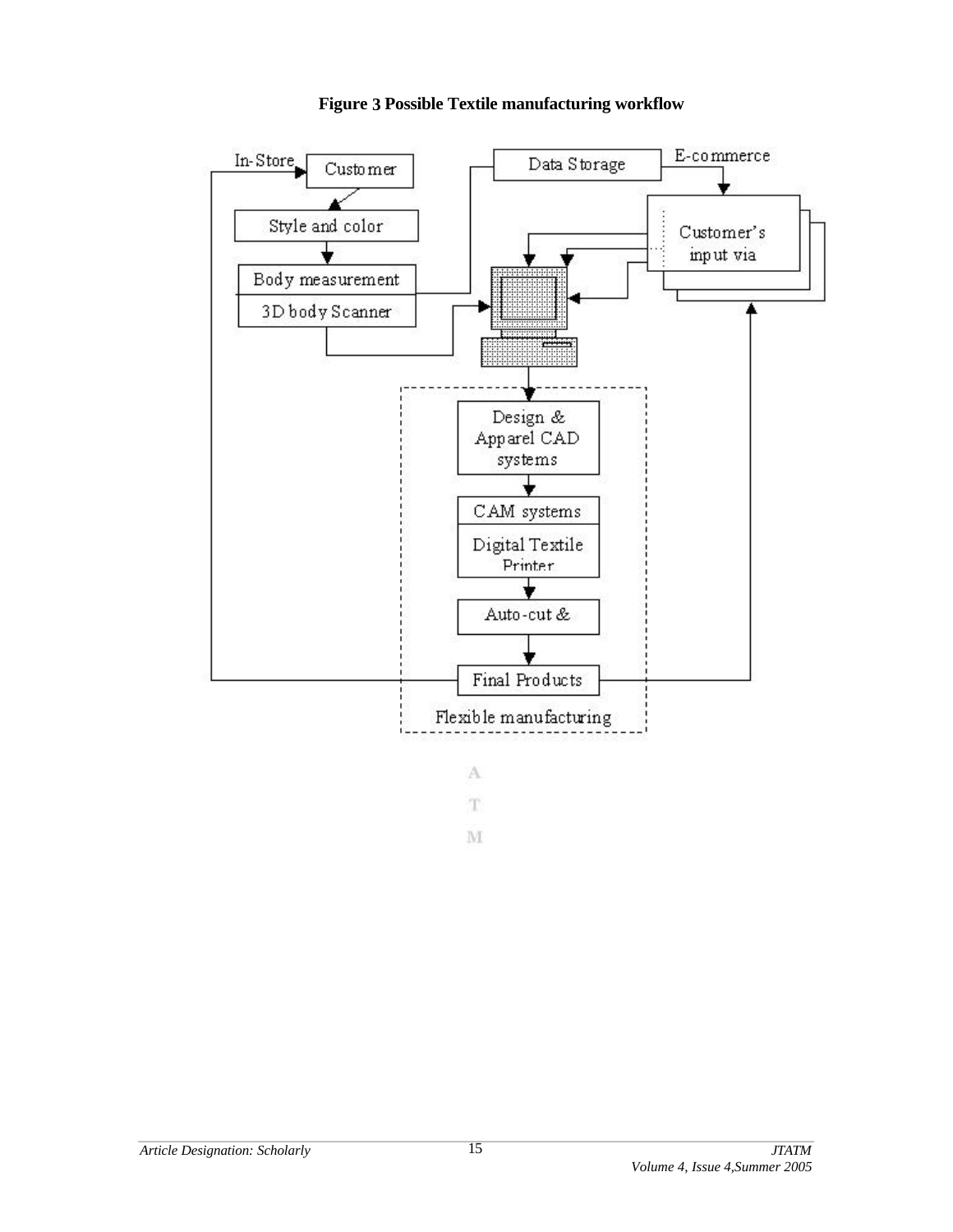**Figure 3 Possible Textile manufacturing workflow**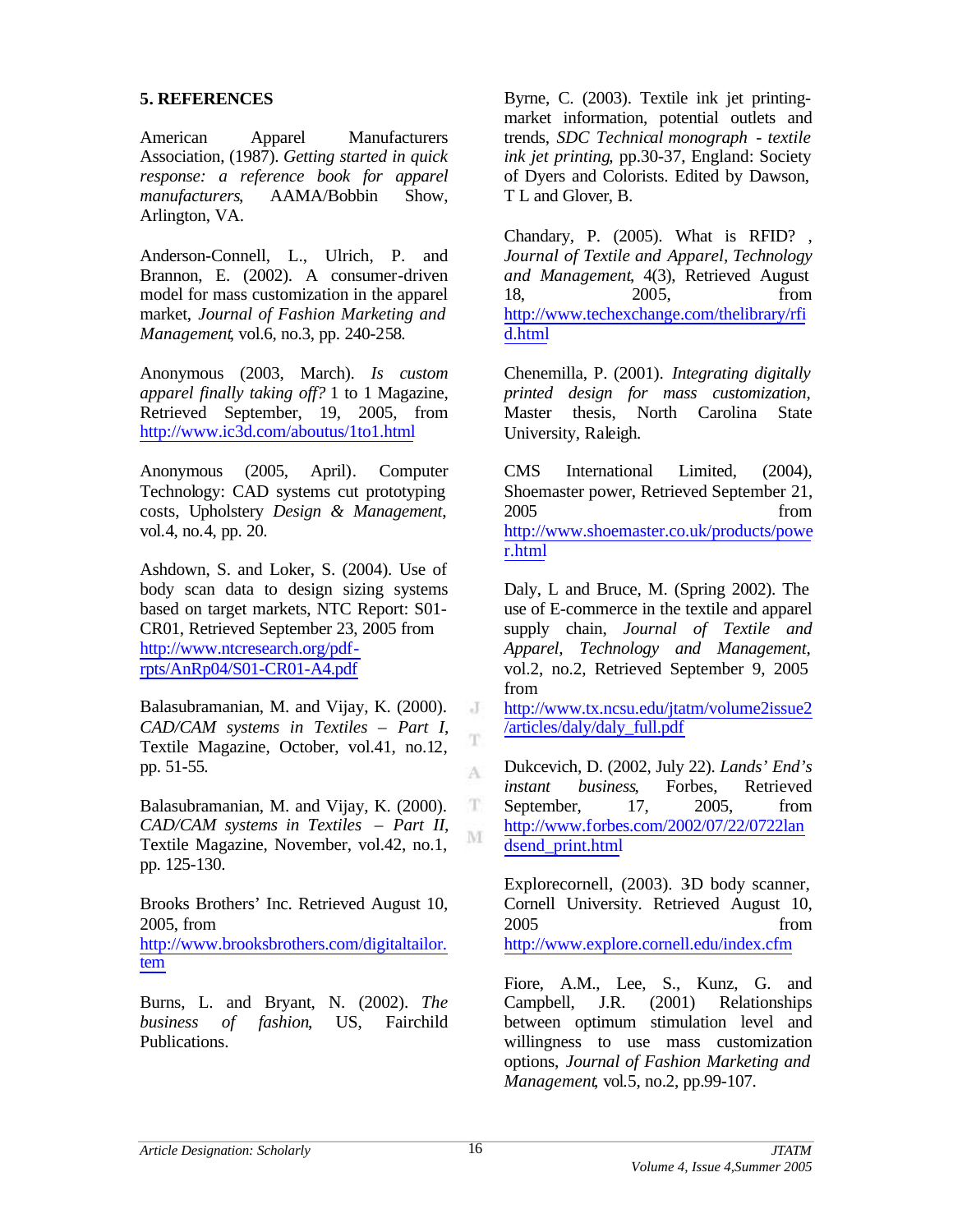## 5. REFERENCES

American Apparel Manufacturers Association, (1987). *Getting started in quick response: a reference book for apparel manufacturers*, AAMA/Bobbin Show, Arlington, VA.

Anderson-Connell, L., Ulrich, P. and Brannon, E. (2002). A consumer-driven model for mass customization in the apparel market, *Journal of Fashion Marketing and Management*, vol.6, no.3, pp. 240-258.

Anonymous (2003, March). *Is custom apparel finally taking off?* 1 to 1 Magazine, Retrieved September, 19, 2005, from http://www.ic3d.com/aboutus/1to1.html

Anonymous (2005, April). Computer Technology: CAD systems cut prototyping costs, Upholstery *Design & Management*, vol.4, no.4, pp. 20.

Ashdown, S. and Loker, S. (2004). Use of body scan data to design sizing systems based on target markets, NTC Report: S01-CR01, Retrieved September 23, 2005 from http://www.ntcresearch.org/pdf-rpts/AnRp04/S01-CR01-A4.pdf

Balasubramanian, M. and Vijay, K. (2000). *CAD/CAM systems in Textiles – Part I*, Textile Magazine, October, vol.41, no.12, pp. 51-55.

Balasubramanian, M. and Vijay, K. (2000). *CAD/CAM systems in Textiles – Part II*, Textile Magazine, November, vol.42, no.1, pp. 125-130.

Brooks Brothers' Inc. Retrieved August 10, 2005, from http://www.brooksbrothers.com/digitaltailor.tem

Burns, L. and Bryant, N. (2002). *The business of fashion*, US, Fairchild Publications.

Byrne, C. (2003). Textile ink jet printing-market information, potential outlets and trends, *SDC Technical monograph - textile ink jet printing*, pp.30-37, England: Society of Dyers and Colorists. Edited by Dawson, T L and Glover, B.

Chandary, P. (2005). What is RFID? , *Journal of Textile and Apparel, Technology and Management*, 4(3), Retrieved August 18, 2005, from http://www.techexchange.com/thelibrary/rfid.html

Chenemilla, P. (2001). *Integrating digitally printed design for mass customization*, Master thesis, North Carolina State University, Raleigh.

CMS International Limited, (2004), Shoemaster power, Retrieved September 21, 2005 from http://www.shoemaster.co.uk/products/power.html

Daly, L and Bruce, M. (Spring 2002). The use of E-commerce in the textile and apparel supply chain, *Journal of Textile and Apparel, Technology and Management*, vol.2, no.2, Retrieved September 9, 2005 from http://www.tx.ncsu.edu/jtatm/volume2issue2/articles/daly/daly_full.pdf

Dukcevich, D. (2002, July 22). *Lands' End's instant business*, Forbes, Retrieved September, 17, 2005, from http://www.forbes.com/2002/07/22/0722landsend_print.html

Explorecornell, (2003). 3D body scanner, Cornell University. Retrieved August 10, 2005 from http://www.explore.cornell.edu/index.cfm

Fiore, A.M., Lee, S., Kunz, G. and Campbell, J.R. (2001) Relationships between optimum stimulation level and willingness to use mass customization options, *Journal of Fashion Marketing and Management*, vol.5, no.2, pp.99-107.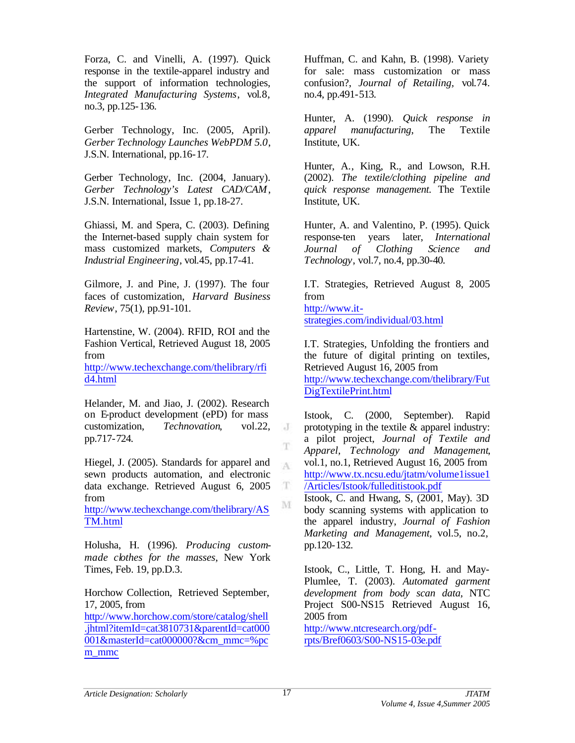Forza, C. and Vinelli, A. (1997). Quick response in the textile-apparel industry and the support of information technologies, *Integrated Manufacturing Systems*, vol.8, no.3, pp.125-136.

Gerber Technology, Inc. (2005, April). *Gerber Technology Launches WebPDM 5.0*, J.S.N. International, pp.16-17.

Gerber Technology, Inc. (2004, January). *Gerber Technology's Latest CAD/CAM*, J.S.N. International, Issue 1, pp.18-27.

Ghiassi, M. and Spera, C. (2003). Defining the Internet-based supply chain system for mass customized markets, *Computers & Industrial Engineering*, vol.45, pp.17-41.

Gilmore, J. and Pine, J. (1997). The four faces of customization, *Harvard Business Review*, 75(1), pp.91-101.

Hartenstine, W. (2004). RFID, ROI and the Fashion Vertical, Retrieved August 18, 2005 from http://www.techexchange.com/thelibrary/rfid4.html

Helander, M. and Jiao, J. (2002). Research on E-product development (ePD) for mass customization, *Technovation*, vol.22, pp.717-724.

Hiegel, J. (2005). Standards for apparel and sewn products automation, and electronic data exchange. Retrieved August 6, 2005 from http://www.techexchange.com/thelibrary/ASTM.html

Holusha, H. (1996). *Producing custom-made clothes for the masses*, New York Times, Feb. 19, pp.D.3.

Horchow Collection, Retrieved September, 17, 2005, from http://www.horchow.com/store/catalog/shell.jhtml?itemId=cat3810731&parentId=cat000001&masterId=cat000000?&cm_mmc=%pcm_mmc

Huffman, C. and Kahn, B. (1998). Variety for sale: mass customization or mass confusion?, *Journal of Retailing*, vol.74. no.4, pp.491-513.

Hunter, A. (1990). *Quick response in apparel manufacturing*, The Textile Institute, UK.

Hunter, A., King, R., and Lowson, R.H. (2002). *The textile/clothing pipeline and quick response management.* The Textile Institute, UK.

Hunter, A. and Valentino, P. (1995). Quick response-ten years later, *International Journal of Clothing Science and Technology*, vol.7, no.4, pp.30-40.

I.T. Strategies, Retrieved August 8, 2005 from http://www.it-strategies.com/individual/03.html

I.T. Strategies, Unfolding the frontiers and the future of digital printing on textiles, Retrieved August 16, 2005 from http://www.techexchange.com/thelibrary/FutDigTextilePrint.html

Istook, C. (2000, September). Rapid prototyping in the textile & apparel industry: a pilot project, *Journal of Textile and Apparel, Technology and Management*, vol.1, no.1, Retrieved August 16, 2005 from http://www.tx.ncsu.edu/jtatm/volume1issue1/Articles/Istook/fulleditistook.pdf

Istook, C. and Hwang, S, (2001, May). 3D body scanning systems with application to the apparel industry, *Journal of Fashion Marketing and Management*, vol.5, no.2, pp.120-132.

Istook, C., Little, T. Hong, H. and May-Plumlee, T. (2003). *Automated garment development from body scan data*, NTC Project S00-NS15 Retrieved August 16, 2005 from http://www.ntcresearch.org/pdf-rpts/Bref0603/S00-NS15-03e.pdf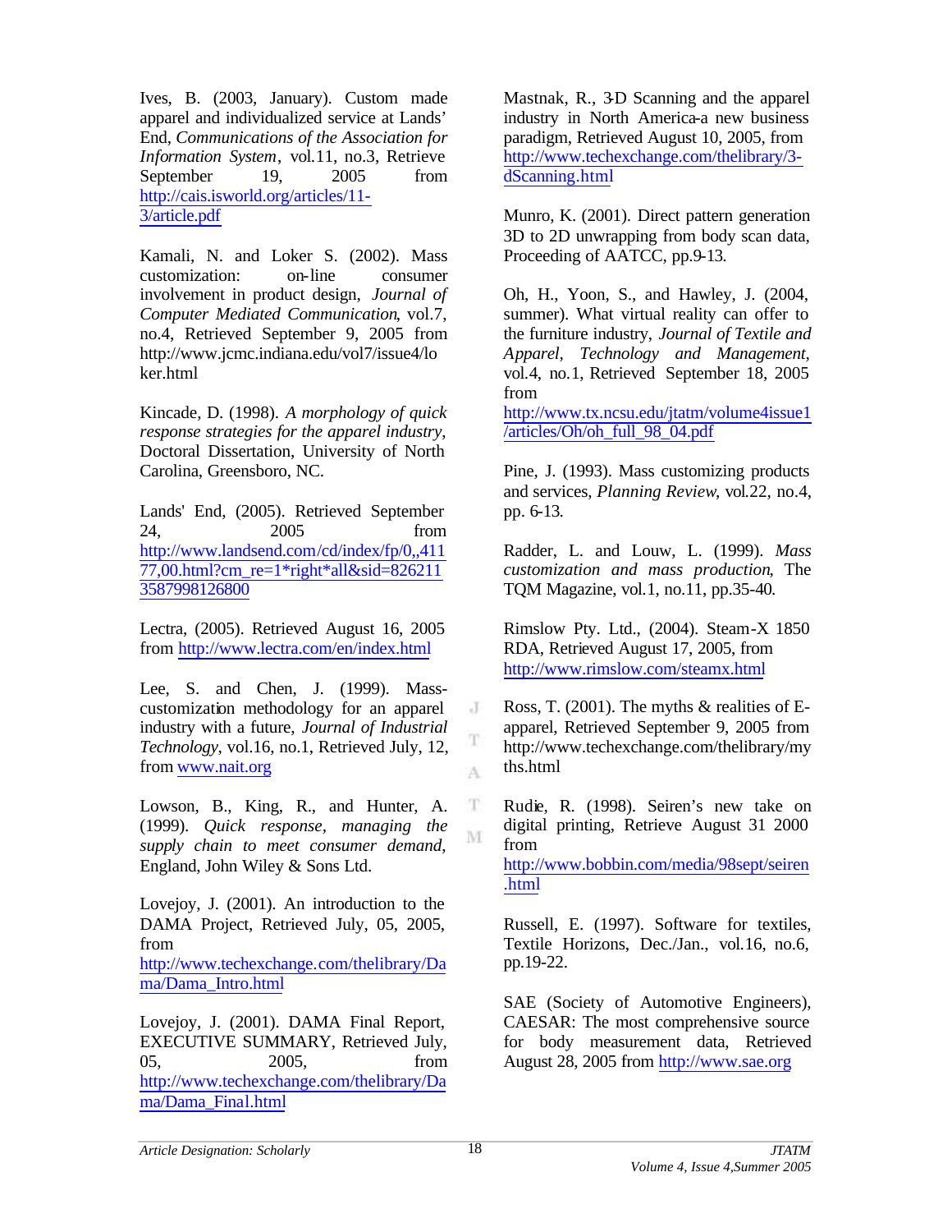Ives, B. (2003, January). Custom made apparel and individualized service at Lands' End, *Communications of the Association for Information System*, vol.11, no.3, Retrieve September 19, 2005 from http://cais.isworld.org/articles/11-3/article.pdf

Kamali, N. and Loker S. (2002). Mass customization: on-line consumer involvement in product design, *Journal of Computer Mediated Communication*, vol.7, no.4, Retrieved September 9, 2005 from http://www.jcmc.indiana.edu/vol7/issue4/loker.html

Kincade, D. (1998). *A morphology of quick response strategies for the apparel industry*, Doctoral Dissertation, University of North Carolina, Greensboro, NC.

Lands' End, (2005). Retrieved September 24, 2005 from http://www.landsend.com/cd/index/fp/0,,41177,00.html?cm_re=1*right*all&sid=8262113587998126800

Lectra, (2005). Retrieved August 16, 2005 from http://www.lectra.com/en/index.html

Lee, S. and Chen, J. (1999). Mass-customization methodology for an apparel industry with a future, *Journal of Industrial Technology*, vol.16, no.1, Retrieved July, 12, from www.nait.org

Lowson, B., King, R., and Hunter, A. (1999). *Quick response, managing the supply chain to meet consumer demand*, England, John Wiley & Sons Ltd.

Lovejoy, J. (2001). An introduction to the DAMA Project, Retrieved July, 05, 2005, from http://www.techexchange.com/thelibrary/Dama/Dama_Intro.html

Lovejoy, J. (2001). DAMA Final Report, EXECUTIVE SUMMARY, Retrieved July, 05, 2005, from http://www.techexchange.com/thelibrary/Dama/Dama_Final.html

Mastnak, R., 3-D Scanning and the apparel industry in North America-a new business paradigm, Retrieved August 10, 2005, from http://www.techexchange.com/thelibrary/3-dScanning.html

Munro, K. (2001). Direct pattern generation 3D to 2D unwrapping from body scan data, Proceeding of AATCC, pp.9-13.

Oh, H., Yoon, S., and Hawley, J. (2004, summer). What virtual reality can offer to the furniture industry, *Journal of Textile and Apparel, Technology and Management*, vol.4, no.1, Retrieved September 18, 2005 from http://www.tx.ncsu.edu/jtatm/volume4issue1/articles/Oh/oh_full_98_04.pdf

Pine, J. (1993). Mass customizing products and services, *Planning Review*, vol.22, no.4, pp. 6-13.

Radder, L. and Louw, L. (1999). *Mass customization and mass production*, The TQM Magazine, vol.1, no.11, pp.35-40.

Rimslow Pty. Ltd., (2004). Steam-X 1850 RDA, Retrieved August 17, 2005, from http://www.rimslow.com/steamx.html

Ross, T. (2001). The myths & realities of E-apparel, Retrieved September 9, 2005 from http://www.techexchange.com/thelibrary/myths.html

Rudie, R. (1998). Seiren's new take on digital printing, Retrieve August 31 2000 from http://www.bobbin.com/media/98sept/seiren.html

Russell, E. (1997). Software for textiles, Textile Horizons, Dec./Jan., vol.16, no.6, pp.19-22.

SAE (Society of Automotive Engineers), CAESAR: The most comprehensive source for body measurement data, Retrieved August 28, 2005 from http://www.sae.org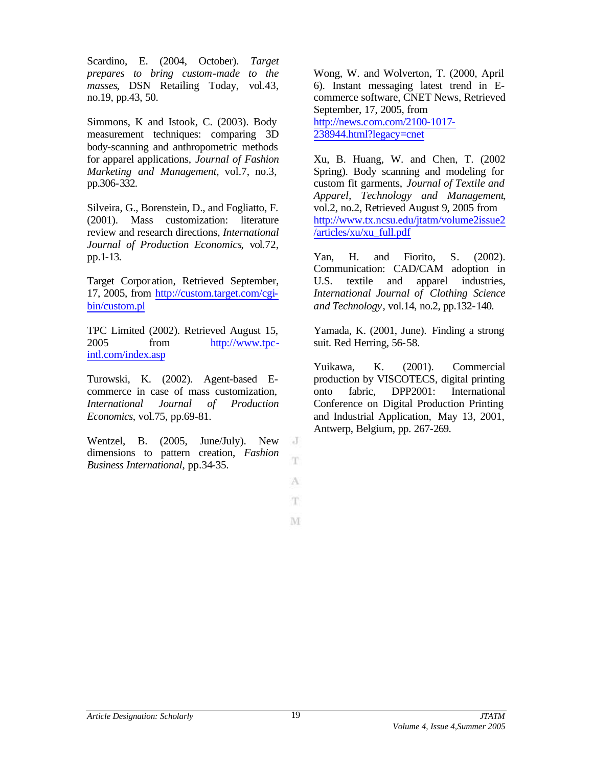Scardino, E. (2004, October). *Target prepares to bring custom-made to the masses*, DSN Retailing Today, vol.43, no.19, pp.43, 50.

Simmons, K and Istook, C. (2003). Body measurement techniques: comparing 3D body-scanning and anthropometric methods for apparel applications, *Journal of Fashion Marketing and Management*, vol.7, no.3, pp.306-332.

Silveira, G., Borenstein, D., and Fogliatto, F. (2001). Mass customization: literature review and research directions, *International Journal of Production Economics*, vol.72, pp.1-13.

Target Corporation, Retrieved September, 17, 2005, from http://custom.target.com/cgi-bin/custom.pl

TPC Limited (2002). Retrieved August 15, 2005 from http://www.tpc-intl.com/index.asp

Turowski, K. (2002). Agent-based E-commerce in case of mass customization, *International Journal of Production Economics*, vol.75, pp.69-81.

Wentzel, B. (2005, June/July). New dimensions to pattern creation, *Fashion Business International*, pp.34-35.

Wong, W. and Wolverton, T. (2000, April 6). Instant messaging latest trend in E-commerce software, CNET News, Retrieved September, 17, 2005, from http://news.com.com/2100-1017-238944.html?legacy=cnet

Xu, B. Huang, W. and Chen, T. (2002 Spring). Body scanning and modeling for custom fit garments, *Journal of Textile and Apparel, Technology and Management*, vol.2, no.2, Retrieved August 9, 2005 from http://www.tx.ncsu.edu/jtatm/volume2issue2/articles/xu/xu_full.pdf

Yan, H. and Fiorito, S. (2002). Communication: CAD/CAM adoption in U.S. textile and apparel industries, *International Journal of Clothing Science and Technology*, vol.14, no.2, pp.132-140.

Yamada, K. (2001, June). Finding a strong suit. Red Herring, 56-58.

Yuikawa, K. (2001). Commercial production by VISCOTECS, digital printing onto fabric, DPP2001: International Conference on Digital Production Printing and Industrial Application, May 13, 2001, Antwerp, Belgium, pp. 267-269.